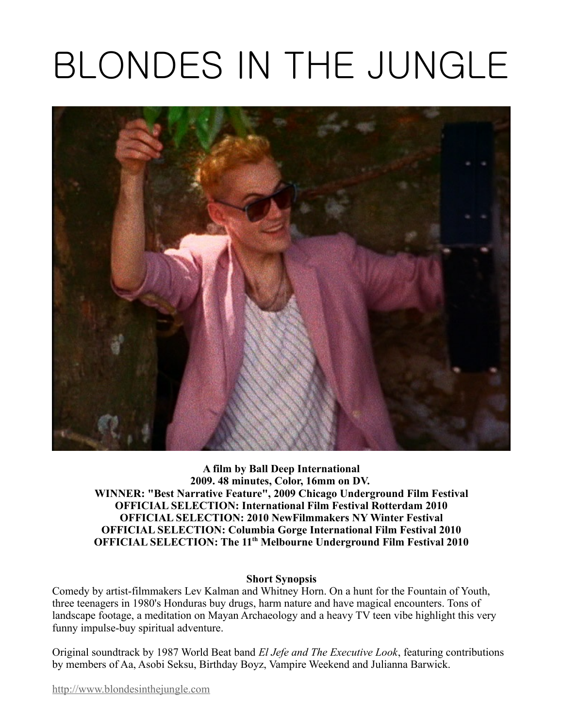# BLONDES IN THE JUNGLE

**A film by Ball Deep International**
**2009. 48 minutes, Color, 16mm on DV.**
**WINNER: "Best Narrative Feature", 2009 Chicago Underground Film Festival**
**OFFICIAL SELECTION: International Film Festival Rotterdam 2010**
**OFFICIAL SELECTION: 2010 NewFilmmakers NY Winter Festival**
**OFFICIAL SELECTION: Columbia Gorge International Film Festival 2010**
**OFFICIAL SELECTION: The 11th Melbourne Underground Film Festival 2010**

**Short Synopsis**

Comedy by artist-filmmakers Lev Kalman and Whitney Horn. On a hunt for the Fountain of Youth, three teenagers in 1980's Honduras buy drugs, harm nature and have magical encounters. Tons of landscape footage, a meditation on Mayan Archaeology and a heavy TV teen vibe highlight this very funny impulse-buy spiritual adventure.

Original soundtrack by 1987 World Beat band *El Jefe and The Executive Look*, featuring contributions by members of Aa, Asobi Seksu, Birthday Boyz, Vampire Weekend and Julianna Barwick.

http://www.blondesinthejungle.com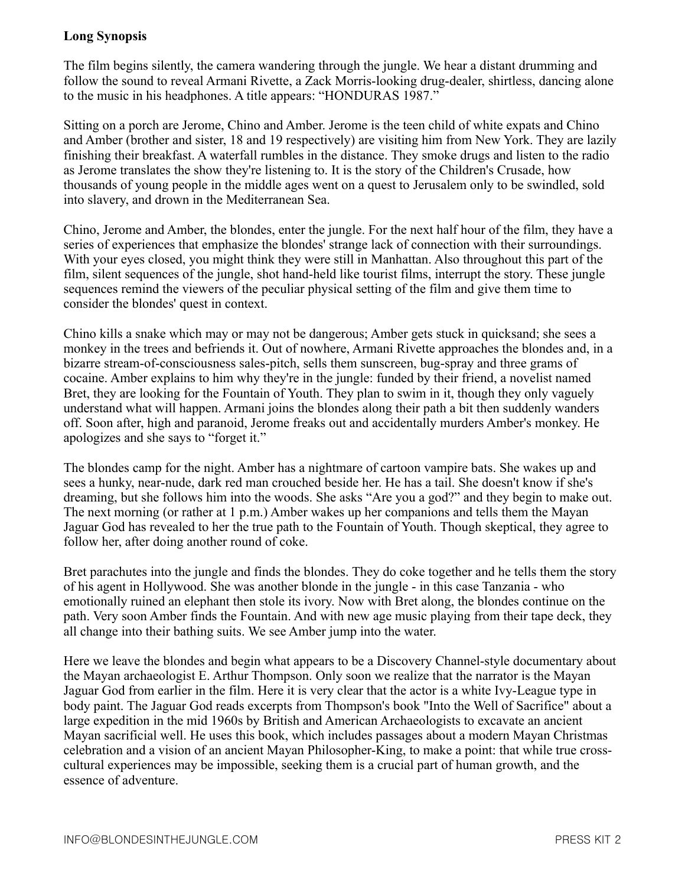**Long Synopsis**

The film begins silently, the camera wandering through the jungle. We hear a distant drumming and follow the sound to reveal Armani Rivette, a Zack Morris-looking drug-dealer, shirtless, dancing alone to the music in his headphones. A title appears: "HONDURAS 1987."

Sitting on a porch are Jerome, Chino and Amber. Jerome is the teen child of white expats and Chino and Amber (brother and sister, 18 and 19 respectively) are visiting him from New York. They are lazily finishing their breakfast. A waterfall rumbles in the distance. They smoke drugs and listen to the radio as Jerome translates the show they're listening to. It is the story of the Children's Crusade, how thousands of young people in the middle ages went on a quest to Jerusalem only to be swindled, sold into slavery, and drown in the Mediterranean Sea.

Chino, Jerome and Amber, the blondes, enter the jungle. For the next half hour of the film, they have a series of experiences that emphasize the blondes' strange lack of connection with their surroundings. With your eyes closed, you might think they were still in Manhattan. Also throughout this part of the film, silent sequences of the jungle, shot hand-held like tourist films, interrupt the story. These jungle sequences remind the viewers of the peculiar physical setting of the film and give them time to consider the blondes' quest in context.

Chino kills a snake which may or may not be dangerous; Amber gets stuck in quicksand; she sees a monkey in the trees and befriends it. Out of nowhere, Armani Rivette approaches the blondes and, in a bizarre stream-of-consciousness sales-pitch, sells them sunscreen, bug-spray and three grams of cocaine. Amber explains to him why they're in the jungle: funded by their friend, a novelist named Bret, they are looking for the Fountain of Youth. They plan to swim in it, though they only vaguely understand what will happen. Armani joins the blondes along their path a bit then suddenly wanders off. Soon after, high and paranoid, Jerome freaks out and accidentally murders Amber's monkey. He apologizes and she says to "forget it."

The blondes camp for the night. Amber has a nightmare of cartoon vampire bats. She wakes up and sees a hunky, near-nude, dark red man crouched beside her. He has a tail. She doesn't know if she's dreaming, but she follows him into the woods. She asks "Are you a god?" and they begin to make out. The next morning (or rather at 1 p.m.) Amber wakes up her companions and tells them the Mayan Jaguar God has revealed to her the true path to the Fountain of Youth. Though skeptical, they agree to follow her, after doing another round of coke.

Bret parachutes into the jungle and finds the blondes. They do coke together and he tells them the story of his agent in Hollywood. She was another blonde in the jungle - in this case Tanzania - who emotionally ruined an elephant then stole its ivory. Now with Bret along, the blondes continue on the path. Very soon Amber finds the Fountain. And with new age music playing from their tape deck, they all change into their bathing suits. We see Amber jump into the water.

Here we leave the blondes and begin what appears to be a Discovery Channel-style documentary about the Mayan archaeologist E. Arthur Thompson. Only soon we realize that the narrator is the Mayan Jaguar God from earlier in the film. Here it is very clear that the actor is a white Ivy-League type in body paint. The Jaguar God reads excerpts from Thompson's book "Into the Well of Sacrifice" about a large expedition in the mid 1960s by British and American Archaeologists to excavate an ancient Mayan sacrificial well. He uses this book, which includes passages about a modern Mayan Christmas celebration and a vision of an ancient Mayan Philosopher-King, to make a point: that while true cross-cultural experiences may be impossible, seeking them is a crucial part of human growth, and the essence of adventure.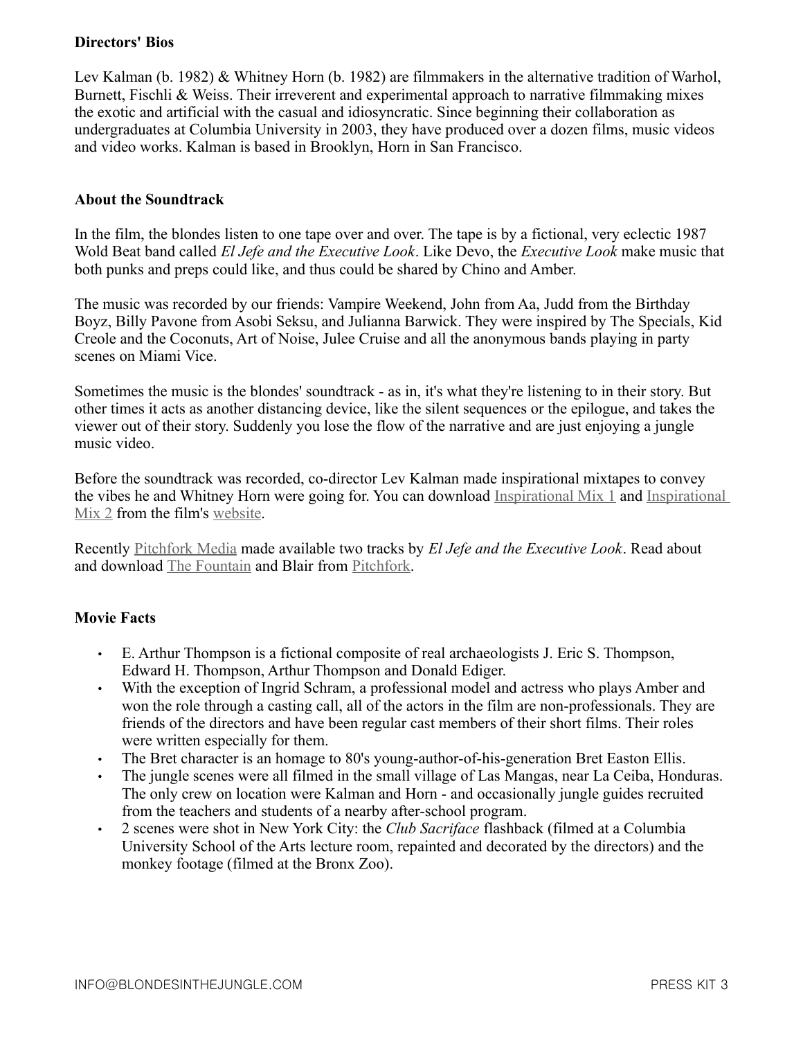**Directors' Bios**

Lev Kalman (b. 1982) & Whitney Horn (b. 1982) are filmmakers in the alternative tradition of Warhol, Burnett, Fischli & Weiss. Their irreverent and experimental approach to narrative filmmaking mixes the exotic and artificial with the casual and idiosyncratic. Since beginning their collaboration as undergraduates at Columbia University in 2003, they have produced over a dozen films, music videos and video works. Kalman is based in Brooklyn, Horn in San Francisco.

**About the Soundtrack**

In the film, the blondes listen to one tape over and over. The tape is by a fictional, very eclectic 1987 Wold Beat band called *El Jefe and the Executive Look*. Like Devo, the *Executive Look* make music that both punks and preps could like, and thus could be shared by Chino and Amber.

The music was recorded by our friends: Vampire Weekend, John from Aa, Judd from the Birthday Boyz, Billy Pavone from Asobi Seksu, and Julianna Barwick. They were inspired by The Specials, Kid Creole and the Coconuts, Art of Noise, Julee Cruise and all the anonymous bands playing in party scenes on Miami Vice.

Sometimes the music is the blondes' soundtrack - as in, it's what they're listening to in their story. But other times it acts as another distancing device, like the silent sequences or the epilogue, and takes the viewer out of their story. Suddenly you lose the flow of the narrative and are just enjoying a jungle music video.

Before the soundtrack was recorded, co-director Lev Kalman made inspirational mixtapes to convey the vibes he and Whitney Horn were going for. You can download Inspirational Mix 1 and Inspirational Mix 2 from the film's website.

Recently Pitchfork Media made available two tracks by *El Jefe and the Executive Look*. Read about and download The Fountain and Blair from Pitchfork.

**Movie Facts**

- E. Arthur Thompson is a fictional composite of real archaeologists J. Eric S. Thompson, Edward H. Thompson, Arthur Thompson and Donald Ediger.
- With the exception of Ingrid Schram, a professional model and actress who plays Amber and won the role through a casting call, all of the actors in the film are non-professionals. They are friends of the directors and have been regular cast members of their short films. Their roles were written especially for them.
- The Bret character is an homage to 80's young-author-of-his-generation Bret Easton Ellis.
- The jungle scenes were all filmed in the small village of Las Mangas, near La Ceiba, Honduras. The only crew on location were Kalman and Horn - and occasionally jungle guides recruited from the teachers and students of a nearby after-school program.
- 2 scenes were shot in New York City: the *Club Sacriface* flashback (filmed at a Columbia University School of the Arts lecture room, repainted and decorated by the directors) and the monkey footage (filmed at the Bronx Zoo).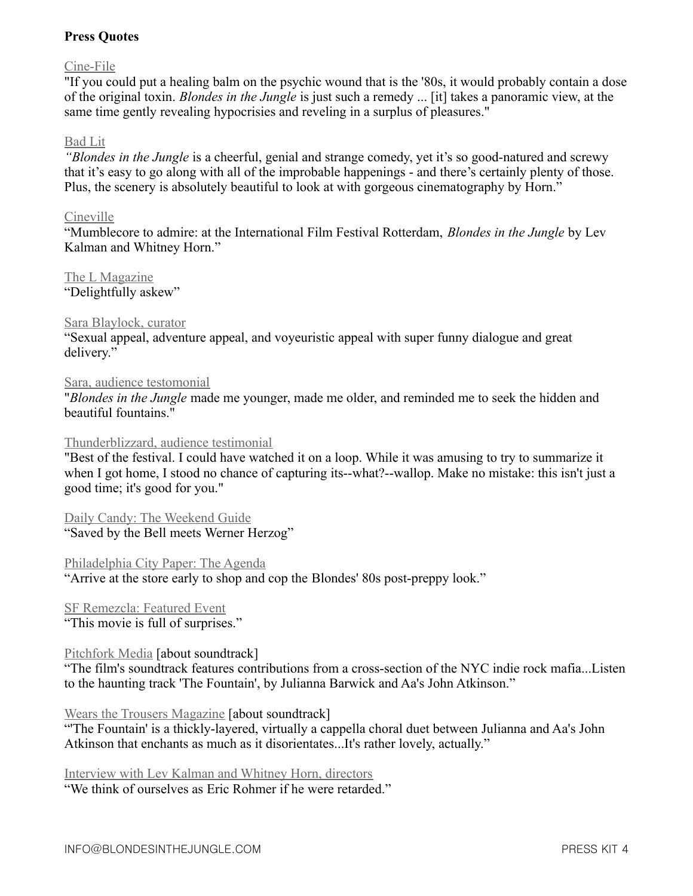**Press Quotes**

Cine-File
"If you could put a healing balm on the psychic wound that is the '80s, it would probably contain a dose of the original toxin. *Blondes in the Jungle* is just such a remedy ... [it] takes a panoramic view, at the same time gently revealing hypocrisies and reveling in a surplus of pleasures."

Bad Lit
*"Blondes in the Jungle* is a cheerful, genial and strange comedy, yet it's so good-natured and screwy that it's easy to go along with all of the improbable happenings - and there's certainly plenty of those. Plus, the scenery is absolutely beautiful to look at with gorgeous cinematography by Horn."

Cineville
"Mumblecore to admire: at the International Film Festival Rotterdam, *Blondes in the Jungle* by Lev Kalman and Whitney Horn."

The L Magazine
"Delightfully askew"

Sara Blaylock, curator
"Sexual appeal, adventure appeal, and voyeuristic appeal with super funny dialogue and great delivery."

Sara, audience testomonial
"*Blondes in the Jungle* made me younger, made me older, and reminded me to seek the hidden and beautiful fountains."

Thunderblizzard, audience testimonial
"Best of the festival. I could have watched it on a loop. While it was amusing to try to summarize it when I got home, I stood no chance of capturing its--what?--wallop. Make no mistake: this isn't just a good time; it's good for you."

Daily Candy: The Weekend Guide
"Saved by the Bell meets Werner Herzog"

Philadelphia City Paper: The Agenda
"Arrive at the store early to shop and cop the Blondes' 80s post-preppy look."

SF Remezcla: Featured Event
"This movie is full of surprises."

Pitchfork Media [about soundtrack]
"The film's soundtrack features contributions from a cross-section of the NYC indie rock mafia...Listen to the haunting track 'The Fountain', by Julianna Barwick and Aa's John Atkinson."

Wears the Trousers Magazine [about soundtrack]
"'The Fountain' is a thickly-layered, virtually a cappella choral duet between Julianna and Aa's John Atkinson that enchants as much as it disorientates...It's rather lovely, actually."

Interview with Lev Kalman and Whitney Horn, directors
"We think of ourselves as Eric Rohmer if he were retarded."

INFO@BLONDESINTHEJUNGLE.COM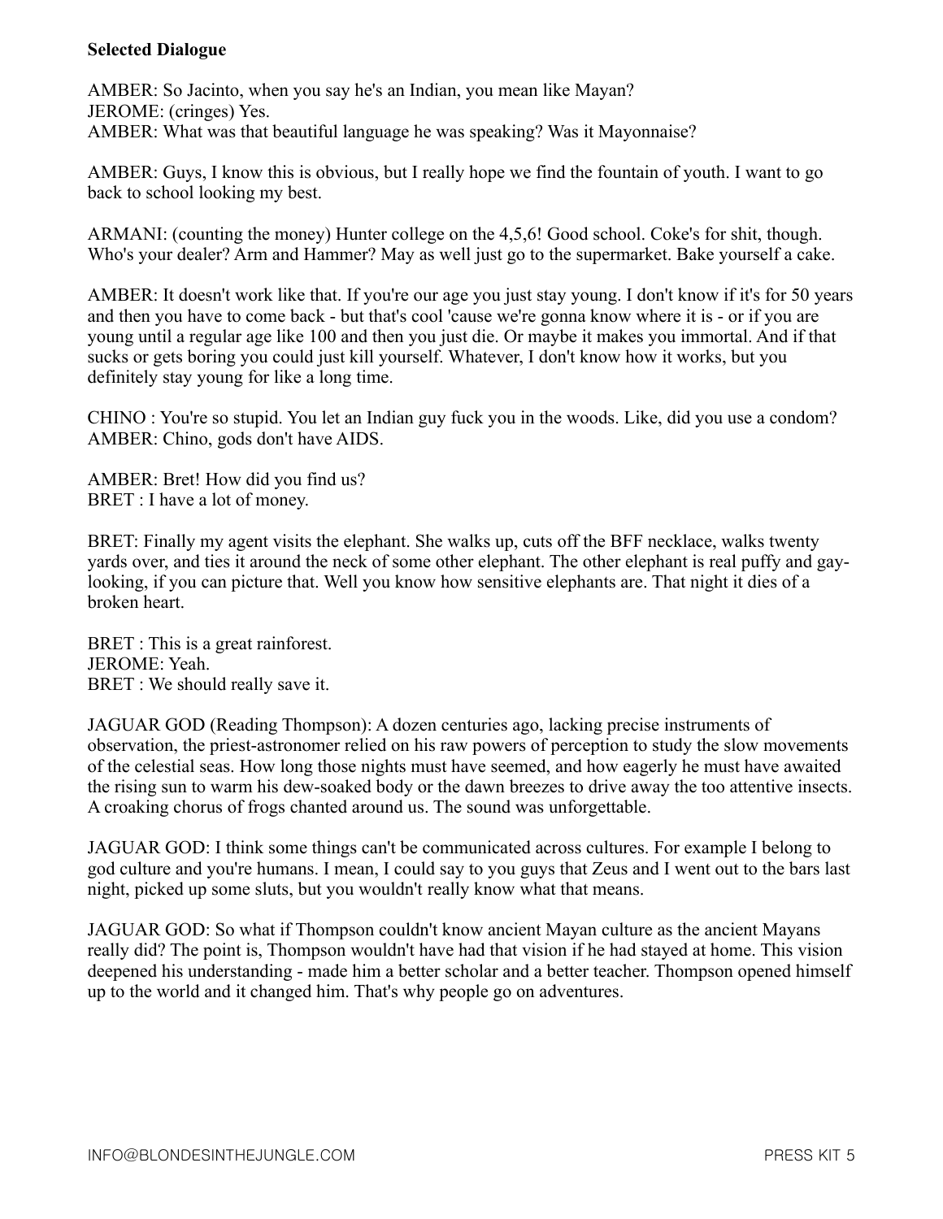**Selected Dialogue**

AMBER: So Jacinto, when you say he's an Indian, you mean like Mayan?
JEROME: (cringes) Yes.
AMBER: What was that beautiful language he was speaking? Was it Mayonnaise?

AMBER: Guys, I know this is obvious, but I really hope we find the fountain of youth. I want to go back to school looking my best.

ARMANI: (counting the money) Hunter college on the 4,5,6! Good school. Coke's for shit, though. Who's your dealer? Arm and Hammer? May as well just go to the supermarket. Bake yourself a cake.

AMBER: It doesn't work like that. If you're our age you just stay young. I don't know if it's for 50 years and then you have to come back - but that's cool 'cause we're gonna know where it is - or if you are young until a regular age like 100 and then you just die. Or maybe it makes you immortal. And if that sucks or gets boring you could just kill yourself. Whatever, I don't know how it works, but you definitely stay young for like a long time.

CHINO : You're so stupid. You let an Indian guy fuck you in the woods. Like, did you use a condom?
AMBER: Chino, gods don't have AIDS.

AMBER: Bret! How did you find us?
BRET : I have a lot of money.

BRET: Finally my agent visits the elephant. She walks up, cuts off the BFF necklace, walks twenty yards over, and ties it around the neck of some other elephant. The other elephant is real puffy and gay-looking, if you can picture that. Well you know how sensitive elephants are. That night it dies of a broken heart.

BRET : This is a great rainforest.
JEROME: Yeah.
BRET : We should really save it.

JAGUAR GOD (Reading Thompson): A dozen centuries ago, lacking precise instruments of observation, the priest-astronomer relied on his raw powers of perception to study the slow movements of the celestial seas. How long those nights must have seemed, and how eagerly he must have awaited the rising sun to warm his dew-soaked body or the dawn breezes to drive away the too attentive insects. A croaking chorus of frogs chanted around us. The sound was unforgettable.

JAGUAR GOD: I think some things can't be communicated across cultures. For example I belong to god culture and you're humans. I mean, I could say to you guys that Zeus and I went out to the bars last night, picked up some sluts, but you wouldn't really know what that means.

JAGUAR GOD: So what if Thompson couldn't know ancient Mayan culture as the ancient Mayans really did? The point is, Thompson wouldn't have had that vision if he had stayed at home. This vision deepened his understanding - made him a better scholar and a better teacher. Thompson opened himself up to the world and it changed him. That's why people go on adventures.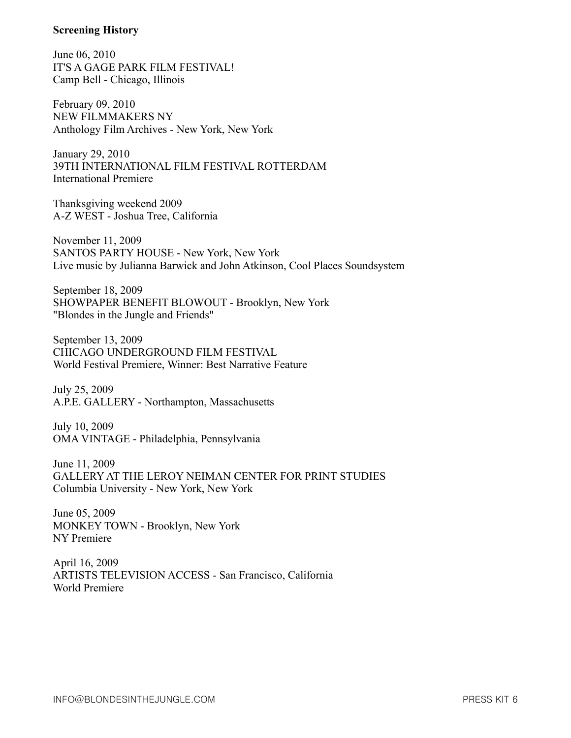**Screening History**

June 06, 2010
IT'S A GAGE PARK FILM FESTIVAL!
Camp Bell - Chicago, Illinois

February 09, 2010
NEW FILMMAKERS NY
Anthology Film Archives - New York, New York

January 29, 2010
39TH INTERNATIONAL FILM FESTIVAL ROTTERDAM
International Premiere

Thanksgiving weekend 2009
A-Z WEST - Joshua Tree, California

November 11, 2009
SANTOS PARTY HOUSE - New York, New York
Live music by Julianna Barwick and John Atkinson, Cool Places Soundsystem

September 18, 2009
SHOWPAPER BENEFIT BLOWOUT - Brooklyn, New York
"Blondes in the Jungle and Friends"

September 13, 2009
CHICAGO UNDERGROUND FILM FESTIVAL
World Festival Premiere, Winner: Best Narrative Feature

July 25, 2009
A.P.E. GALLERY - Northampton, Massachusetts

July 10, 2009
OMA VINTAGE - Philadelphia, Pennsylvania

June 11, 2009
GALLERY AT THE LEROY NEIMAN CENTER FOR PRINT STUDIES
Columbia University - New York, New York

June 05, 2009
MONKEY TOWN - Brooklyn, New York
NY Premiere

April 16, 2009
ARTISTS TELEVISION ACCESS - San Francisco, California
World Premiere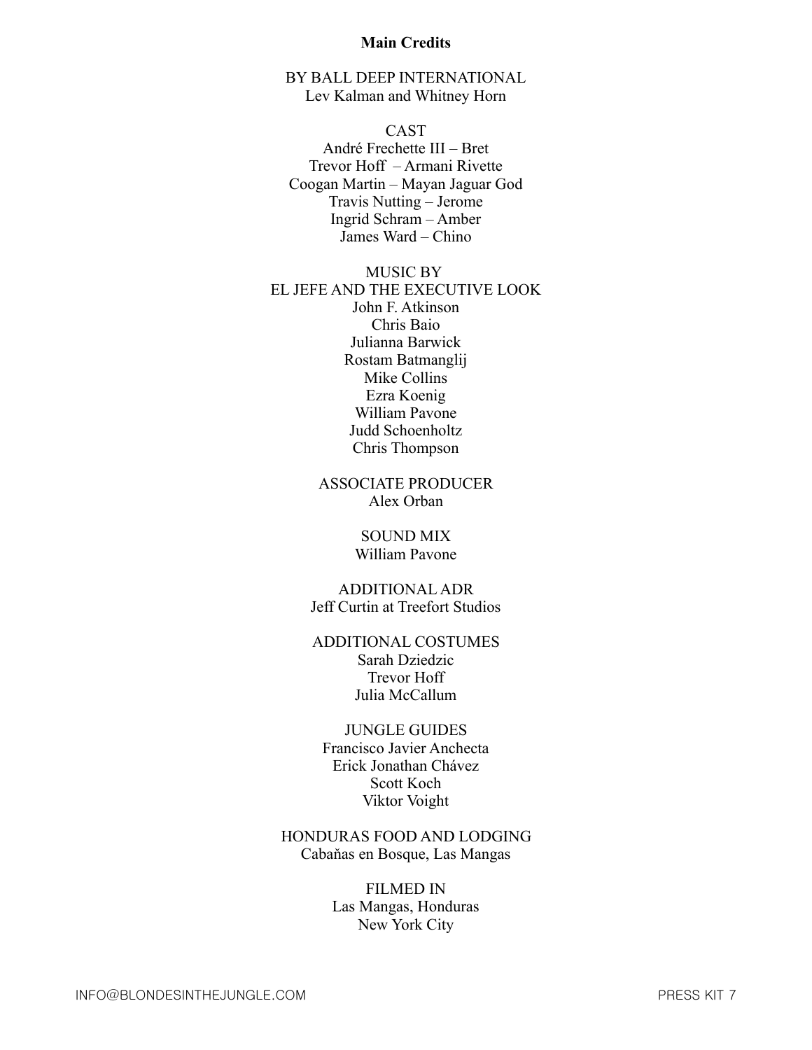## Main Credits

BY BALL DEEP INTERNATIONAL
Lev Kalman and Whitney Horn

CAST
André Frechette III – Bret
Trevor Hoff – Armani Rivette
Coogan Martin – Mayan Jaguar God
Travis Nutting – Jerome
Ingrid Schram – Amber
James Ward – Chino

MUSIC BY
EL JEFE AND THE EXECUTIVE LOOK
John F. Atkinson
Chris Baio
Julianna Barwick
Rostam Batmanglij
Mike Collins
Ezra Koenig
William Pavone
Judd Schoenholtz
Chris Thompson

ASSOCIATE PRODUCER
Alex Orban

SOUND MIX
William Pavone

ADDITIONAL ADR
Jeff Curtin at Treefort Studios

ADDITIONAL COSTUMES
Sarah Dziedzic
Trevor Hoff
Julia McCallum

JUNGLE GUIDES
Francisco Javier Anchecta
Erick Jonathan Chávez
Scott Koch
Viktor Voight

HONDURAS FOOD AND LODGING
Cabaňas en Bosque, Las Mangas

FILMED IN
Las Mangas, Honduras
New York City